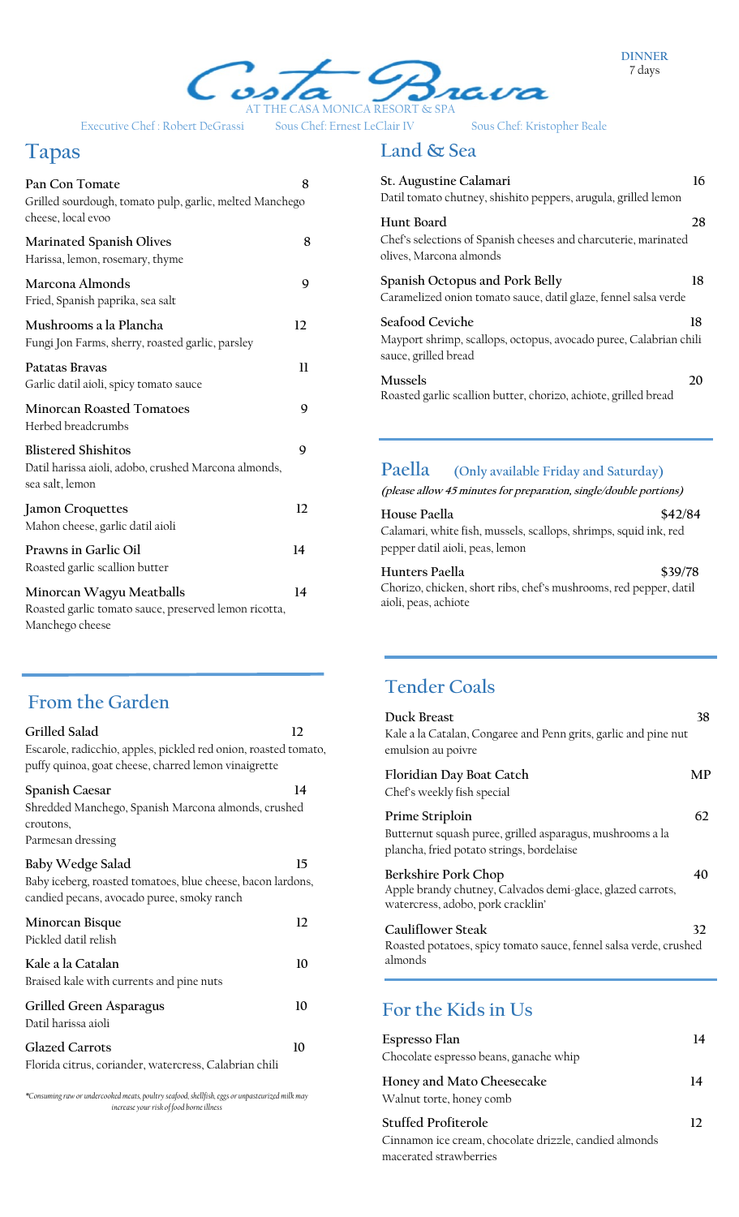# Costa Brava

AT THE CASA MONICA RESORT & SPA

DINNER
7 days

Executive Chef : Robert DeGrassi   Sous Chef: Ernest LeClair IV   Sous Chef: Kristopher Beale

## Tapas

**Pan Con Tomate** 8
Grilled sourdough, tomato pulp, garlic, melted Manchego cheese, local evoo

**Marinated Spanish Olives** 8
Harissa, lemon, rosemary, thyme

**Marcona Almonds** 9
Fried, Spanish paprika, sea salt

**Mushrooms a la Plancha** 12
Fungi Jon Farms, sherry, roasted garlic, parsley

**Patatas Bravas** 11
Garlic datil aioli, spicy tomato sauce

**Minorcan Roasted Tomatoes** 9
Herbed breadcrumbs

**Blistered Shishitos** 9
Datil harissa aioli, adobo, crushed Marcona almonds, sea salt, lemon

**Jamon Croquettes** 12
Mahon cheese, garlic datil aioli

**Prawns in Garlic Oil** 14
Roasted garlic scallion butter

**Minorcan Wagyu Meatballs** 14
Roasted garlic tomato sauce, preserved lemon ricotta, Manchego cheese

## From the Garden

**Grilled Salad** 12
Escarole, radicchio, apples, pickled red onion, roasted tomato, puffy quinoa, goat cheese, charred lemon vinaigrette

**Spanish Caesar** 14
Shredded Manchego, Spanish Marcona almonds, crushed croutons,
Parmesan dressing

**Baby Wedge Salad** 15
Baby iceberg, roasted tomatoes, blue cheese, bacon lardons, candied pecans, avocado puree, smoky ranch

**Minorcan Bisque** 12
Pickled datil relish

**Kale a la Catalan** 10
Braised kale with currents and pine nuts

**Grilled Green Asparagus** 10
Datil harissa aioli

**Glazed Carrots** 10
Florida citrus, coriander, watercress, Calabrian chili

*\*Consuming raw or undercooked meats, poultry seafood, shellfish, eggs or unpasteurized milk may increase your risk of food borne illness*

## Land & Sea

**St. Augustine Calamari** 16
Datil tomato chutney, shishito peppers, arugula, grilled lemon

**Hunt Board** 28
Chef's selections of Spanish cheeses and charcuterie, marinated olives, Marcona almonds

**Spanish Octopus and Pork Belly** 18
Caramelized onion tomato sauce, datil glaze, fennel salsa verde

**Seafood Ceviche** 18
Mayport shrimp, scallops, octopus, avocado puree, Calabrian chili sauce, grilled bread

**Mussels** 20
Roasted garlic scallion butter, chorizo, achiote, grilled bread

## Paella (Only available Friday and Saturday)

***(please allow 45 minutes for preparation, single/double portions)***

**House Paella** $42/84
Calamari, white fish, mussels, scallops, shrimps, squid ink, red pepper datil aioli, peas, lemon

**Hunters Paella** $39/78
Chorizo, chicken, short ribs, chef's mushrooms, red pepper, datil aioli, peas, achiote

## Tender Coals

**Duck Breast** 38
Kale a la Catalan, Congaree and Penn grits, garlic and pine nut emulsion au poivre

**Floridian Day Boat Catch** MP
Chef's weekly fish special

**Prime Striploin** 62
Butternut squash puree, grilled asparagus, mushrooms a la plancha, fried potato strings, bordelaise

**Berkshire Pork Chop** 40
Apple brandy chutney, Calvados demi-glace, glazed carrots, watercress, adobo, pork cracklin'

**Cauliflower Steak** 32
Roasted potatoes, spicy tomato sauce, fennel salsa verde, crushed almonds

## For the Kids in Us

**Espresso Flan** 14
Chocolate espresso beans, ganache whip

**Honey and Mato Cheesecake** 14
Walnut torte, honey comb

**Stuffed Profiterole** 12
Cinnamon ice cream, chocolate drizzle, candied almonds macerated strawberries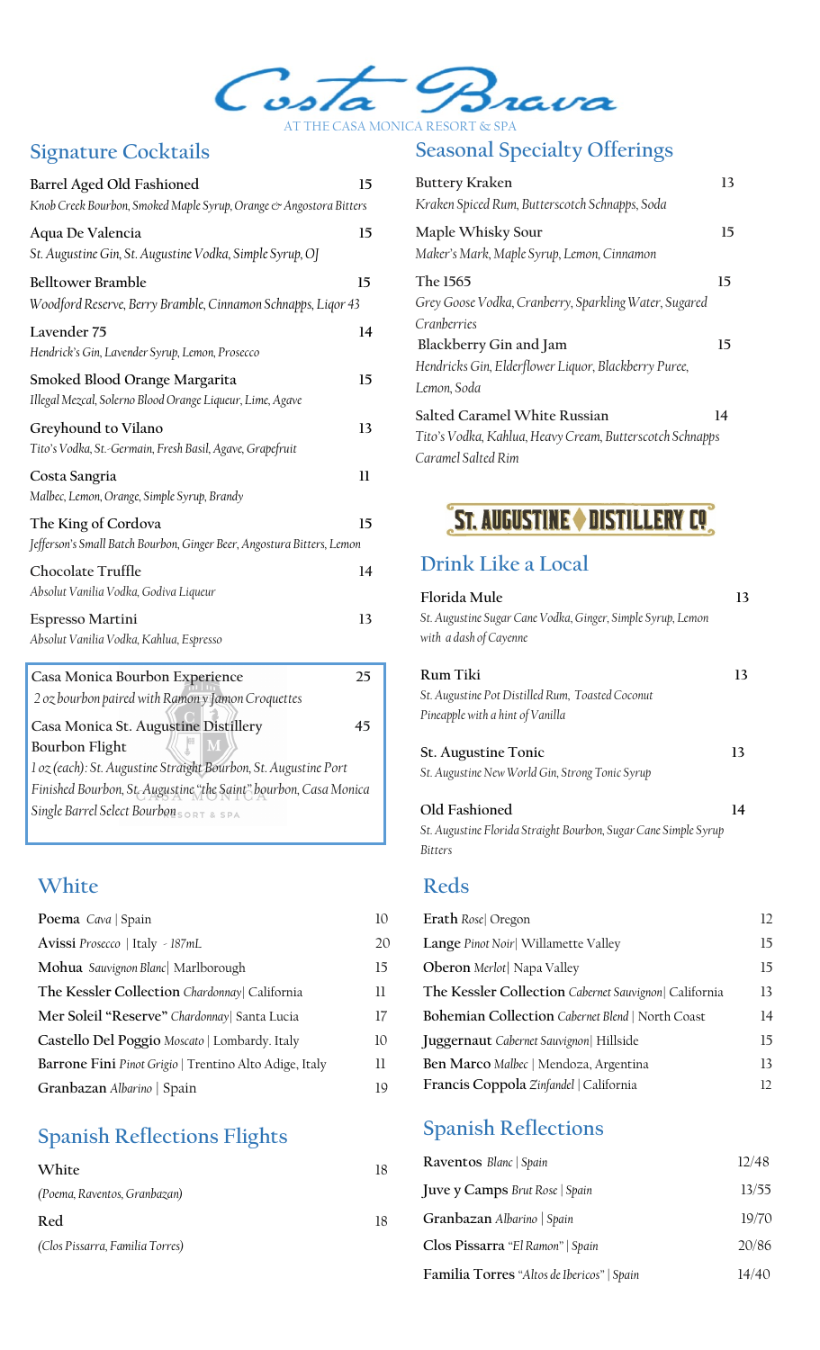# Costa Brava

AT THE CASA MONICA RESORT & SPA

## Signature Cocktails

**Barrel Aged Old Fashioned** 15
*Knob Creek Bourbon, Smoked Maple Syrup, Orange & Angostora Bitters*

**Aqua De Valencia** 15
*St. Augustine Gin, St. Augustine Vodka, Simple Syrup, OJ*

**Belltower Bramble** 15
*Woodford Reserve, Berry Bramble, Cinnamon Schnapps, Liqor 43*

**Lavender 75** 14
*Hendrick's Gin, Lavender Syrup, Lemon, Prosecco*

**Smoked Blood Orange Margarita** 15
*Illegal Mezcal, Solerno Blood Orange Liqueur, Lime, Agave*

**Greyhound to Vilano** 13
*Tito's Vodka, St.-Germain, Fresh Basil, Agave, Grapefruit*

**Costa Sangria** 11
*Malbec, Lemon, Orange, Simple Syrup, Brandy*

**The King of Cordova** 15
*Jefferson's Small Batch Bourbon, Ginger Beer, Angostura Bitters, Lemon*

**Chocolate Truffle** 14
*Absolut Vanilia Vodka, Godiva Liqueur*

**Espresso Martini** 13
*Absolut Vanilia Vodka, Kahlua, Espresso*

**Casa Monica Bourbon Experience** 25
*2 oz bourbon paired with Ramon y Jamon Croquettes*

**Casa Monica St. Augustine Distillery Bourbon Flight** 45
*1 oz (each): St. Augustine Straight Bourbon, St. Augustine Port Finished Bourbon, St. Augustine "the Saint" bourbon, Casa Monica Single Barrel Select Bourbon*

## Seasonal Specialty Offerings

**Buttery Kraken** 13
*Kraken Spiced Rum, Butterscotch Schnapps, Soda*

**Maple Whisky Sour** 15
*Maker's Mark, Maple Syrup, Lemon, Cinnamon*

**The 1565** 15
*Grey Goose Vodka, Cranberry, Sparkling Water, Sugared Cranberries*

**Blackberry Gin and Jam** 15
*Hendricks Gin, Elderflower Liquor, Blackberry Puree, Lemon, Soda*

**Salted Caramel White Russian** 14
*Tito's Vodka, Kahlua, Heavy Cream, Butterscotch Schnapps Caramel Salted Rim*

ST. AUGUSTINE DISTILLERY CO

## Drink Like a Local

**Florida Mule** 13
*St. Augustine Sugar Cane Vodka, Ginger, Simple Syrup, Lemon with a dash of Cayenne*

**Rum Tiki** 13
*St. Augustine Pot Distilled Rum, Toasted Coconut Pineapple with a hint of Vanilla*

**St. Augustine Tonic** 13
*St. Augustine New World Gin, Strong Tonic Syrup*

**Old Fashioned** 14
*St. Augustine Florida Straight Bourbon, Sugar Cane Simple Syrup Bitters*

## White

| | |
|---|---|
| **Poema** *Cava* \| Spain | 10 |
| **Avissi** *Prosecco* \| Italy - *187mL* | 20 |
| **Mohua** *Sauvignon Blanc*\| Marlborough | 15 |
| **The Kessler Collection** *Chardonnay*\| California | 11 |
| **Mer Soleil "Reserve"** *Chardonnay*\| Santa Lucia | 17 |
| **Castello Del Poggio** *Moscato* \| Lombardy. Italy | 10 |
| **Barrone Fini** *Pinot Grigio* \| Trentino Alto Adige, Italy | 11 |
| **Granbazan** *Albarino* \| Spain | 19 |

## Reds

| | |
|---|---|
| **Erath** *Rose*\| Oregon | 12 |
| **Lange** *Pinot Noir*\| Willamette Valley | 15 |
| **Oberon** *Merlot*\| Napa Valley | 15 |
| **The Kessler Collection** *Cabernet Sauvignon*\| California | 13 |
| **Bohemian Collection** *Cabernet Blend* \| North Coast | 14 |
| **Juggernaut** *Cabernet Sauvignon*\| Hillside | 15 |
| **Ben Marco** *Malbec* \| Mendoza, Argentina | 13 |
| **Francis Coppola** *Zinfandel* \| California | 12 |

## Spanish Reflections Flights

**White** 18
*(Poema, Raventos, Granbazan)*

**Red** 18
*(Clos Pissarra, Familia Torres)*

## Spanish Reflections

| | |
|---|---|
| **Raventos** *Blanc* \| *Spain* | 12/48 |
| **Juve y Camps** *Brut Rose* \| *Spain* | 13/55 |
| **Granbazan** *Albarino* \| *Spain* | 19/70 |
| **Clos Pissarra** *"El Ramon"* \| *Spain* | 20/86 |
| **Familia Torres** *"Altos de Ibericos"* \| *Spain* | 14/40 |